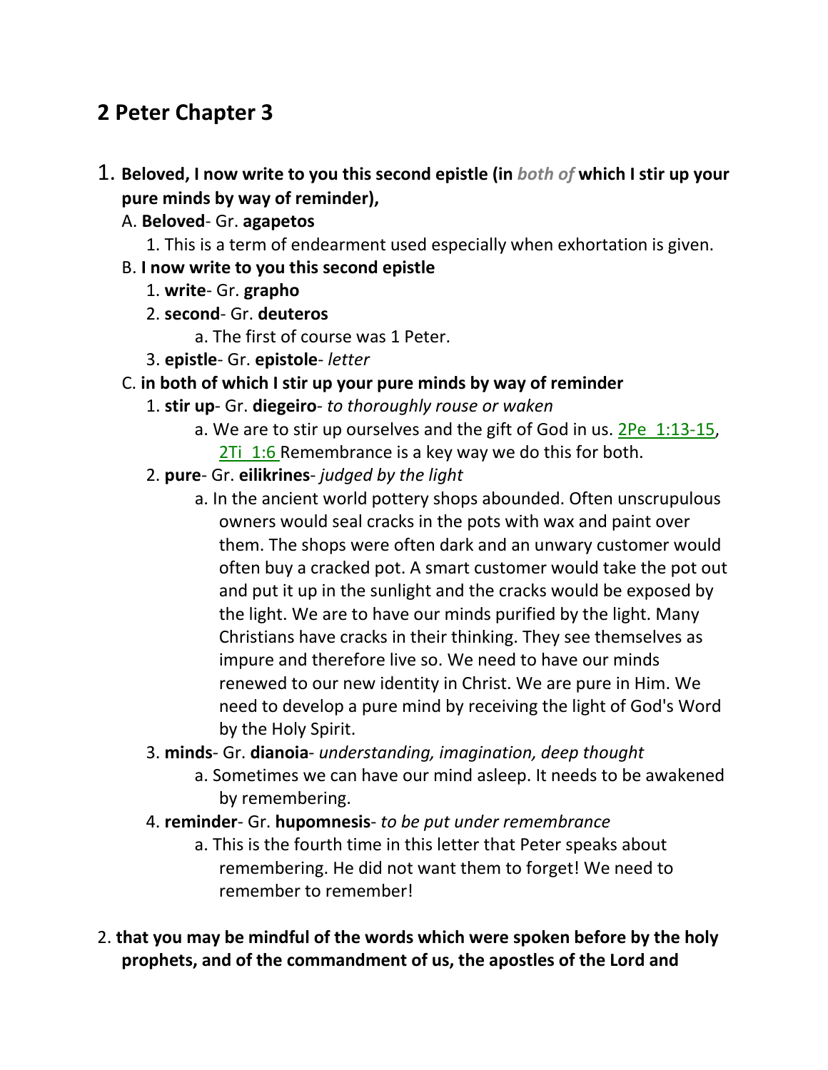## 2 Peter Chapter 3

1. **Beloved, I now write to you this second epistle (in *both of* which I stir up your pure minds by way of reminder),**
   A. **Beloved**- Gr. **agapetos**
      1. This is a term of endearment used especially when exhortation is given.
   B. **I now write to you this second epistle**
      1. **write**- Gr. **grapho**
      2. **second**- Gr. **deuteros**
         a. The first of course was 1 Peter.
      3. **epistle**- Gr. **epistole**- *letter*
   C. **in both of which I stir up your pure minds by way of reminder**
      1. **stir up**- Gr. **diegeiro**- *to thoroughly rouse or waken*
         a. We are to stir up ourselves and the gift of God in us. 2Pe 1:13-15, 2Ti 1:6 Remembrance is a key way we do this for both.
      2. **pure**- Gr. **eilikrines**- *judged by the light*
         a. In the ancient world pottery shops abounded. Often unscrupulous owners would seal cracks in the pots with wax and paint over them. The shops were often dark and an unwary customer would often buy a cracked pot. A smart customer would take the pot out and put it up in the sunlight and the cracks would be exposed by the light. We are to have our minds purified by the light. Many Christians have cracks in their thinking. They see themselves as impure and therefore live so. We need to have our minds renewed to our new identity in Christ. We are pure in Him. We need to develop a pure mind by receiving the light of God's Word by the Holy Spirit.
      3. **minds**- Gr. **dianoia**- *understanding, imagination, deep thought*
         a. Sometimes we can have our mind asleep. It needs to be awakened by remembering.
      4. **reminder**- Gr. **hupomnesis**- *to be put under remembrance*
         a. This is the fourth time in this letter that Peter speaks about remembering. He did not want them to forget! We need to remember to remember!

2. **that you may be mindful of the words which were spoken before by the holy prophets, and of the commandment of us, the apostles of the Lord and**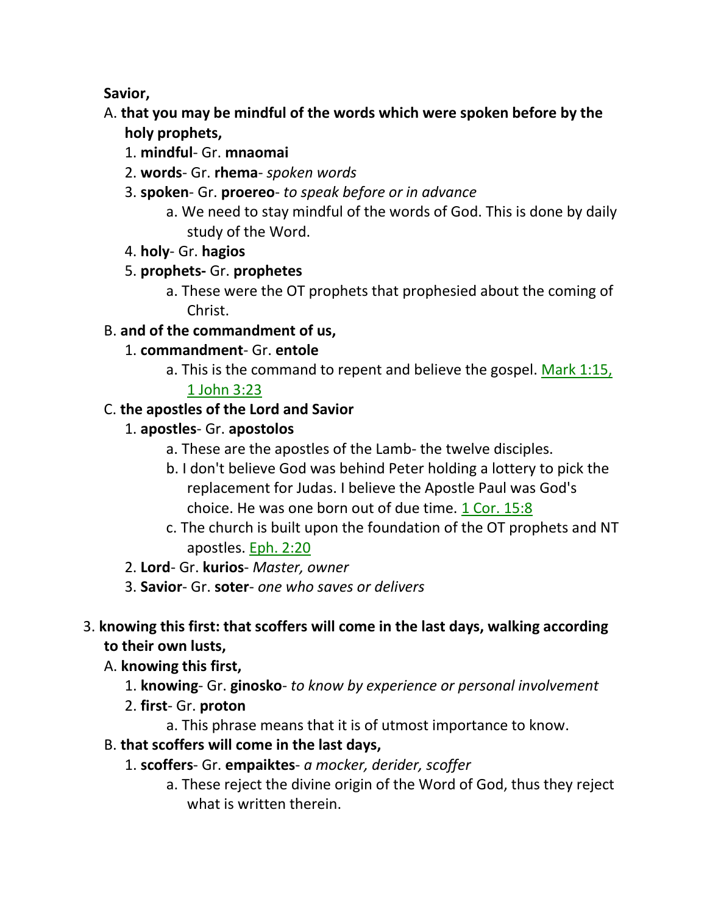**Savior,**

A. **that you may be mindful of the words which were spoken before by the holy prophets,**
   1. **mindful**- Gr. **mnaomai**
   2. **words**- Gr. **rhema**- *spoken words*
   3. **spoken**- Gr. **proereo**- *to speak before or in advance*
      a. We need to stay mindful of the words of God. This is done by daily study of the Word.
   4. **holy**- Gr. **hagios**
   5. **prophets-** Gr. **prophetes**
      a. These were the OT prophets that prophesied about the coming of Christ.

B. **and of the commandment of us,**
   1. **commandment**- Gr. **entole**
      a. This is the command to repent and believe the gospel. Mark 1:15, 1 John 3:23

C. **the apostles of the Lord and Savior**
   1. **apostles**- Gr. **apostolos**
      a. These are the apostles of the Lamb- the twelve disciples.
      b. I don't believe God was behind Peter holding a lottery to pick the replacement for Judas. I believe the Apostle Paul was God's choice. He was one born out of due time. 1 Cor. 15:8
      c. The church is built upon the foundation of the OT prophets and NT apostles. Eph. 2:20
   2. **Lord**- Gr. **kurios**- *Master, owner*
   3. **Savior**- Gr. **soter**- *one who saves or delivers*

3. **knowing this first: that scoffers will come in the last days, walking according to their own lusts,**

A. **knowing this first,**
   1. **knowing**- Gr. **ginosko**- *to know by experience or personal involvement*
   2. **first**- Gr. **proton**
      a. This phrase means that it is of utmost importance to know.

B. **that scoffers will come in the last days,**
   1. **scoffers**- Gr. **empaiktes**- *a mocker, derider, scoffer*
      a. These reject the divine origin of the Word of God, thus they reject what is written therein.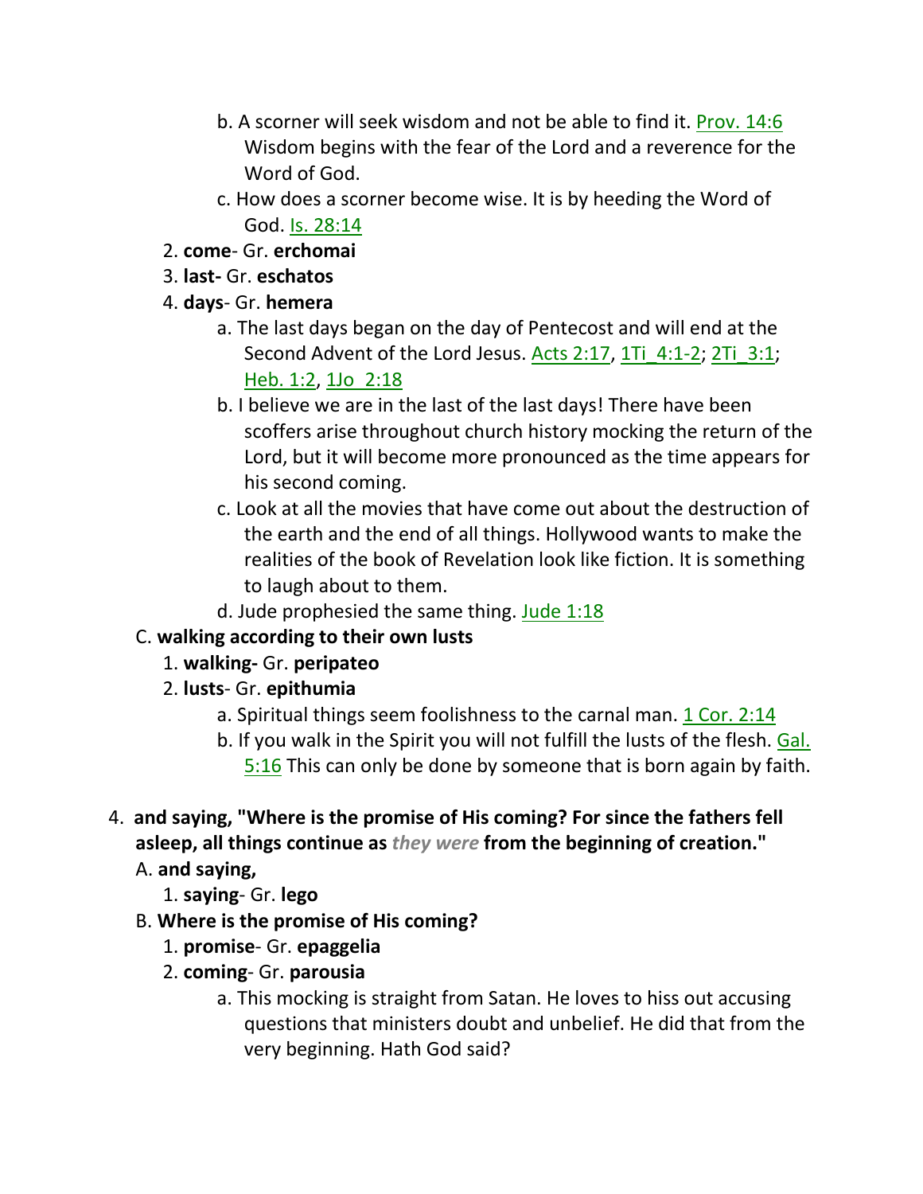- b. A scorner will seek wisdom and not be able to find it. Prov. 14:6 Wisdom begins with the fear of the Lord and a reverence for the Word of God.
   - c. How does a scorner become wise. It is by heeding the Word of God. Is. 28:14

2. **come**- Gr. **erchomai**
3. **last-** Gr. **eschatos**
4. **days**- Gr. **hemera**
   - a. The last days began on the day of Pentecost and will end at the Second Advent of the Lord Jesus. Acts 2:17, 1Ti_4:1-2; 2Ti_3:1; Heb. 1:2, 1Jo_2:18
   - b. I believe we are in the last of the last days! There have been scoffers arise throughout church history mocking the return of the Lord, but it will become more pronounced as the time appears for his second coming.
   - c. Look at all the movies that have come out about the destruction of the earth and the end of all things. Hollywood wants to make the realities of the book of Revelation look like fiction. It is something to laugh about to them.
   - d. Jude prophesied the same thing. Jude 1:18

C. **walking according to their own lusts**

1. **walking-** Gr. **peripateo**
2. **lusts**- Gr. **epithumia**
   - a. Spiritual things seem foolishness to the carnal man. 1 Cor. 2:14
   - b. If you walk in the Spirit you will not fulfill the lusts of the flesh. Gal. 5:16 This can only be done by someone that is born again by faith.

4. **and saying, "Where is the promise of His coming? For since the fathers fell asleep, all things continue as *they were* from the beginning of creation."**

A. **and saying,**

1. **saying**- Gr. **lego**

B. **Where is the promise of His coming?**

1. **promise**- Gr. **epaggelia**
2. **coming**- Gr. **parousia**
   - a. This mocking is straight from Satan. He loves to hiss out accusing questions that ministers doubt and unbelief. He did that from the very beginning. Hath God said?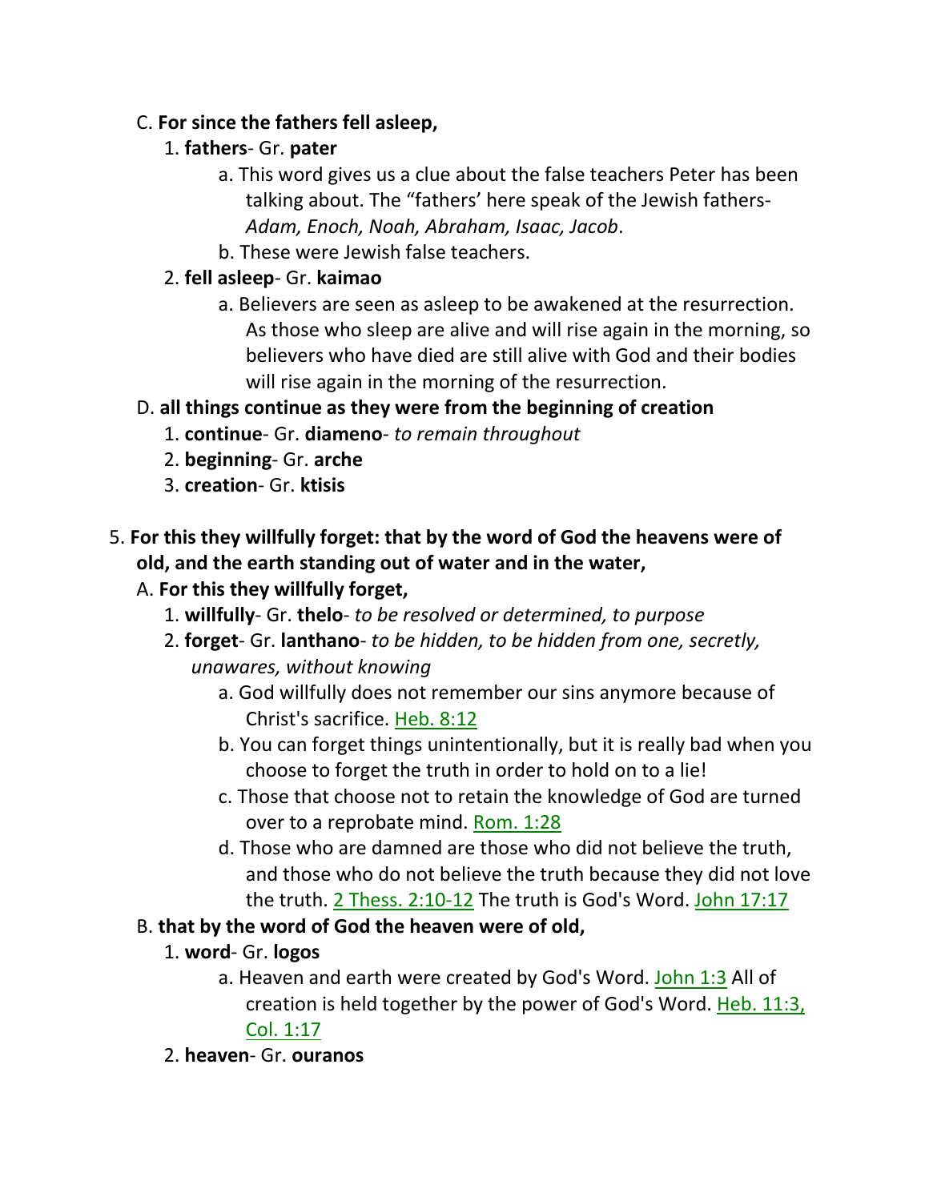C. **For since the fathers fell asleep,**

1. **fathers**- Gr. **pater**
   - a. This word gives us a clue about the false teachers Peter has been talking about. The "fathers' here speak of the Jewish fathers- *Adam, Enoch, Noah, Abraham, Isaac, Jacob*.
   - b. These were Jewish false teachers.
2. **fell asleep**- Gr. **kaimao**
   - a. Believers are seen as asleep to be awakened at the resurrection. As those who sleep are alive and will rise again in the morning, so believers who have died are still alive with God and their bodies will rise again in the morning of the resurrection.

D. **all things continue as they were from the beginning of creation**

1. **continue**- Gr. **diameno**- *to remain throughout*
2. **beginning**- Gr. **arche**
3. **creation**- Gr. **ktisis**

5. **For this they willfully forget: that by the word of God the heavens were of old, and the earth standing out of water and in the water,**

A. **For this they willfully forget,**

1. **willfully**- Gr. **thelo**- *to be resolved or determined, to purpose*
2. **forget**- Gr. **lanthano**- *to be hidden, to be hidden from one, secretly, unawares, without knowing*
   - a. God willfully does not remember our sins anymore because of Christ's sacrifice. Heb. 8:12
   - b. You can forget things unintentionally, but it is really bad when you choose to forget the truth in order to hold on to a lie!
   - c. Those that choose not to retain the knowledge of God are turned over to a reprobate mind. Rom. 1:28
   - d. Those who are damned are those who did not believe the truth, and those who do not believe the truth because they did not love the truth. 2 Thess. 2:10-12 The truth is God's Word. John 17:17

B. **that by the word of God the heaven were of old,**

1. **word**- Gr. **logos**
   - a. Heaven and earth were created by God's Word. John 1:3 All of creation is held together by the power of God's Word. Heb. 11:3, Col. 1:17
2. **heaven**- Gr. **ouranos**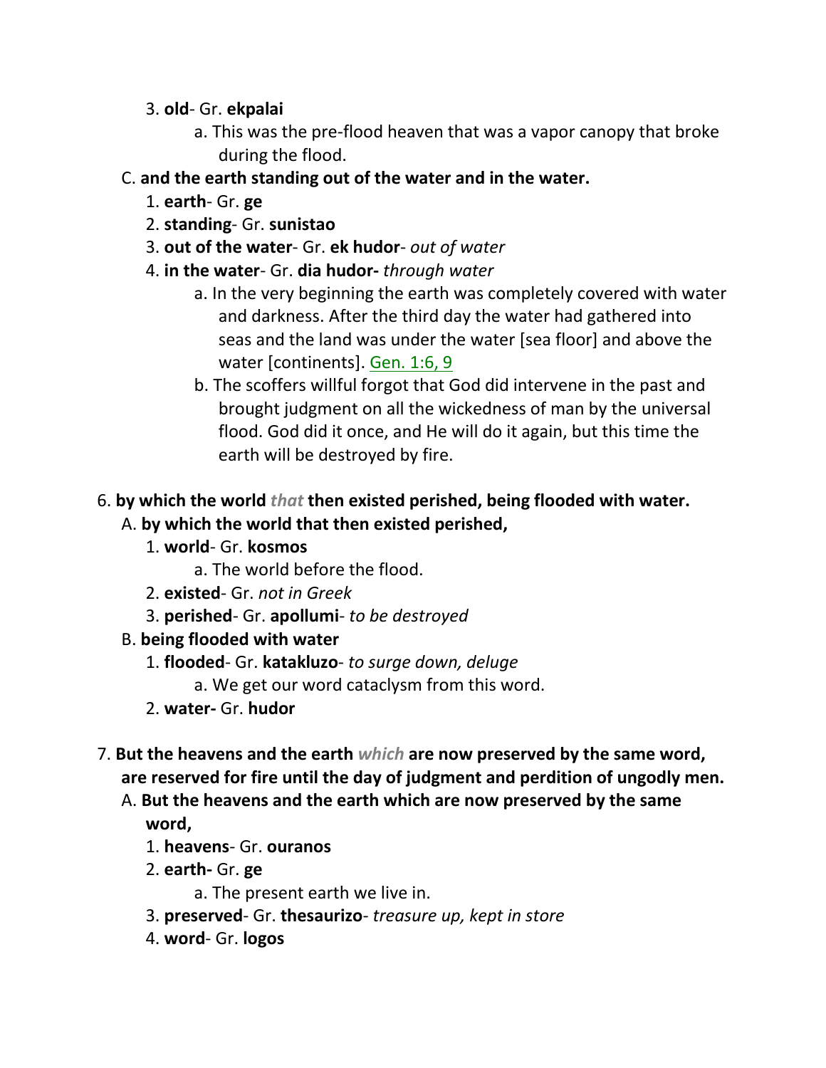3. **old**- Gr. **ekpalai**
    - a. This was the pre-flood heaven that was a vapor canopy that broke during the flood.

C. **and the earth standing out of the water and in the water.**

1. **earth**- Gr. **ge**
2. **standing**- Gr. **sunistao**
3. **out of the water**- Gr. **ek hudor**- *out of water*
4. **in the water**- Gr. **dia hudor-** *through water*
    - a. In the very beginning the earth was completely covered with water and darkness. After the third day the water had gathered into seas and the land was under the water [sea floor] and above the water [continents]. Gen. 1:6, 9
    - b. The scoffers willful forgot that God did intervene in the past and brought judgment on all the wickedness of man by the universal flood. God did it once, and He will do it again, but this time the earth will be destroyed by fire.

6. **by which the world** ***that*** **then existed perished, being flooded with water.**

A. **by which the world that then existed perished,**

1. **world**- Gr. **kosmos**
    - a. The world before the flood.
2. **existed**- Gr. *not in Greek*
3. **perished**- Gr. **apollumi**- *to be destroyed*

B. **being flooded with water**

1. **flooded**- Gr. **katakluzo**- *to surge down, deluge*
    - a. We get our word cataclysm from this word.
2. **water-** Gr. **hudor**

7. **But the heavens and the earth** ***which*** **are now preserved by the same word, are reserved for fire until the day of judgment and perdition of ungodly men.**

A. **But the heavens and the earth which are now preserved by the same word,**

1. **heavens**- Gr. **ouranos**
2. **earth-** Gr. **ge**
    - a. The present earth we live in.
3. **preserved**- Gr. **thesaurizo**- *treasure up, kept in store*
4. **word**- Gr. **logos**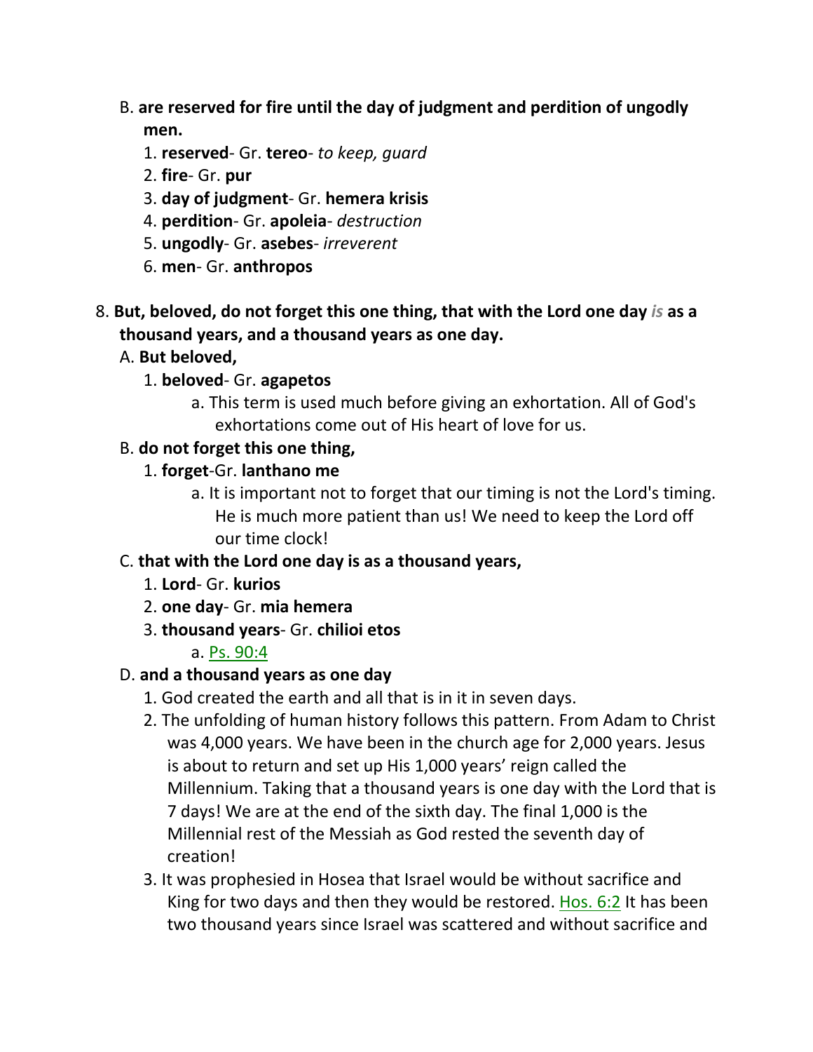B. **are reserved for fire until the day of judgment and perdition of ungodly men.**

1. **reserved**- Gr. **tereo**- *to keep, guard*
2. **fire**- Gr. **pur**
3. **day of judgment**- Gr. **hemera krisis**
4. **perdition**- Gr. **apoleia**- *destruction*
5. **ungodly**- Gr. **asebes**- *irreverent*
6. **men**- Gr. **anthropos**

8. **But, beloved, do not forget this one thing, that with the Lord one day *is* as a thousand years, and a thousand years as one day.**

A. **But beloved,**

1. **beloved**- Gr. **agapetos**
   a. This term is used much before giving an exhortation. All of God's exhortations come out of His heart of love for us.

B. **do not forget this one thing,**

1. **forget**-Gr. **lanthano me**
   a. It is important not to forget that our timing is not the Lord's timing. He is much more patient than us! We need to keep the Lord off our time clock!

C. **that with the Lord one day is as a thousand years,**

1. **Lord**- Gr. **kurios**
2. **one day**- Gr. **mia hemera**
3. **thousand years**- Gr. **chilioi etos**
   a. Ps. 90:4

D. **and a thousand years as one day**

1. God created the earth and all that is in it in seven days.
2. The unfolding of human history follows this pattern. From Adam to Christ was 4,000 years. We have been in the church age for 2,000 years. Jesus is about to return and set up His 1,000 years' reign called the Millennium. Taking that a thousand years is one day with the Lord that is 7 days! We are at the end of the sixth day. The final 1,000 is the Millennial rest of the Messiah as God rested the seventh day of creation!
3. It was prophesied in Hosea that Israel would be without sacrifice and King for two days and then they would be restored. Hos. 6:2 It has been two thousand years since Israel was scattered and without sacrifice and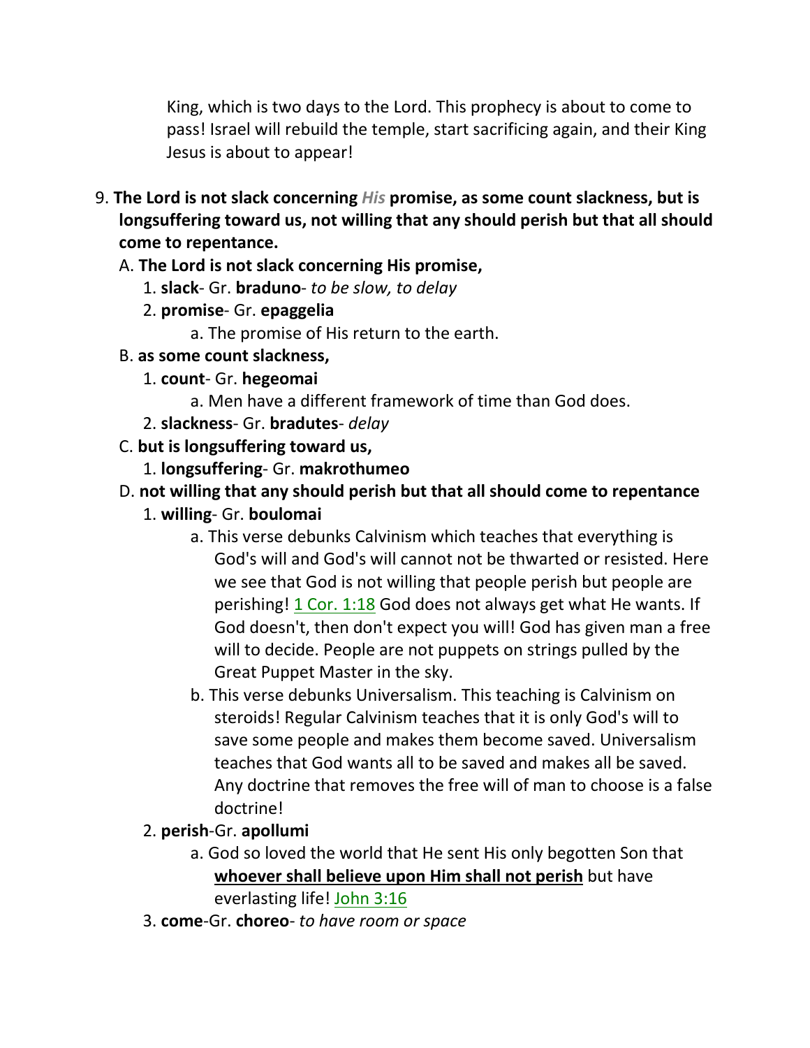King, which is two days to the Lord. This prophecy is about to come to pass! Israel will rebuild the temple, start sacrificing again, and their King Jesus is about to appear!

9. **The Lord is not slack concerning *His* promise, as some count slackness, but is longsuffering toward us, not willing that any should perish but that all should come to repentance.**
   - A. **The Lord is not slack concerning His promise,**
     1. **slack**- Gr. **braduno**- *to be slow, to delay*
     2. **promise**- Gr. **epaggelia**
        - a. The promise of His return to the earth.
   - B. **as some count slackness,**
     1. **count**- Gr. **hegeomai**
        - a. Men have a different framework of time than God does.
     2. **slackness**- Gr. **bradutes**- *delay*
   - C. **but is longsuffering toward us,**
     1. **longsuffering**- Gr. **makrothumeo**
   - D. **not willing that any should perish but that all should come to repentance**
     1. **willing**- Gr. **boulomai**
        - a. This verse debunks Calvinism which teaches that everything is God's will and God's will cannot not be thwarted or resisted. Here we see that God is not willing that people perish but people are perishing! 1 Cor. 1:18 God does not always get what He wants. If God doesn't, then don't expect you will! God has given man a free will to decide. People are not puppets on strings pulled by the Great Puppet Master in the sky.
        - b. This verse debunks Universalism. This teaching is Calvinism on steroids! Regular Calvinism teaches that it is only God's will to save some people and makes them become saved. Universalism teaches that God wants all to be saved and makes all be saved. Any doctrine that removes the free will of man to choose is a false doctrine!
     2. **perish**-Gr. **apollumi**
        - a. God so loved the world that He sent His only begotten Son that **whoever shall believe upon Him shall not perish** but have everlasting life! John 3:16
     3. **come**-Gr. **choreo**- *to have room or space*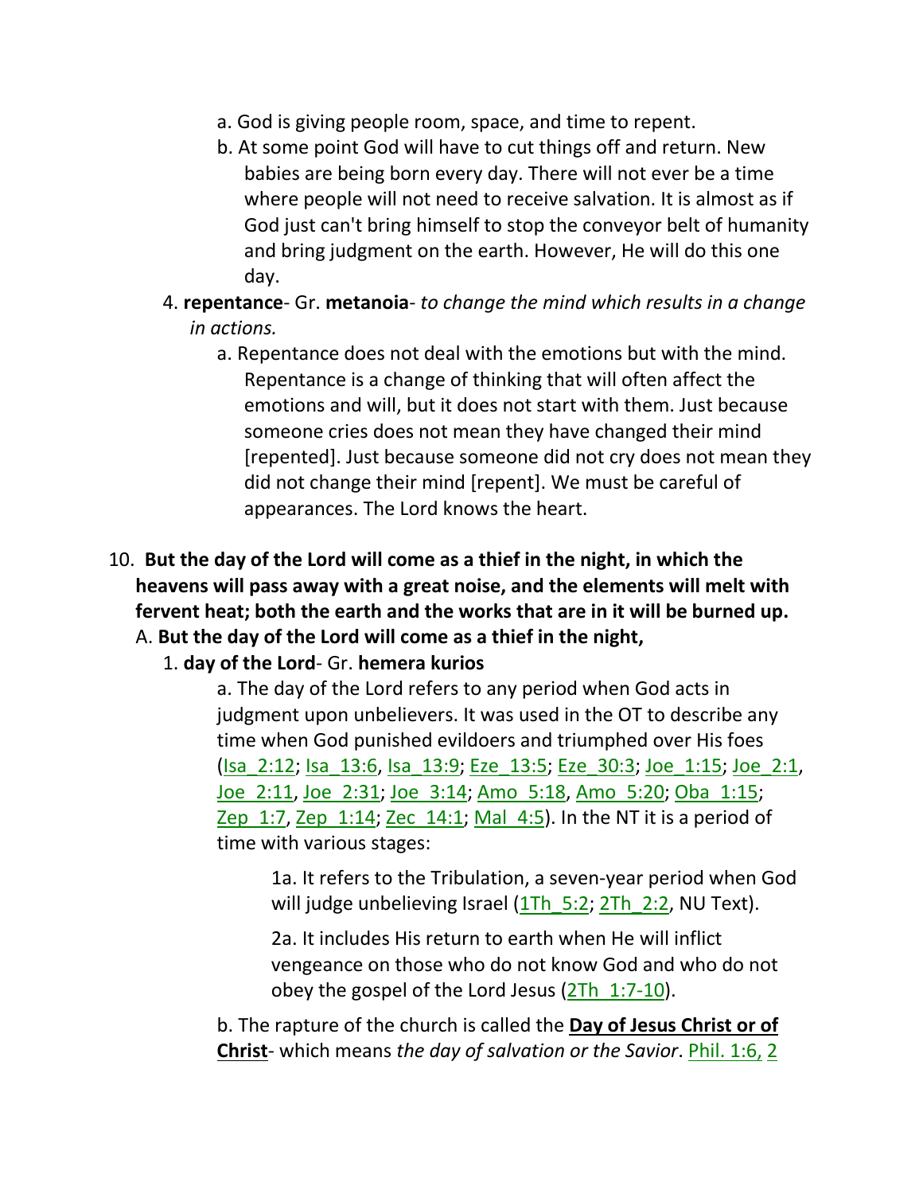a. God is giving people room, space, and time to repent.

b. At some point God will have to cut things off and return. New babies are being born every day. There will not ever be a time where people will not need to receive salvation. It is almost as if God just can't bring himself to stop the conveyor belt of humanity and bring judgment on the earth. However, He will do this one day.

4. **repentance**- Gr. **metanoia**- *to change the mind which results in a change in actions.*

   a. Repentance does not deal with the emotions but with the mind. Repentance is a change of thinking that will often affect the emotions and will, but it does not start with them. Just because someone cries does not mean they have changed their mind [repented]. Just because someone did not cry does not mean they did not change their mind [repent]. We must be careful of appearances. The Lord knows the heart.

10. **But the day of the Lord will come as a thief in the night, in which the heavens will pass away with a great noise, and the elements will melt with fervent heat; both the earth and the works that are in it will be burned up.**

A. **But the day of the Lord will come as a thief in the night,**

1. **day of the Lord**- Gr. **hemera kurios**

   a. The day of the Lord refers to any period when God acts in judgment upon unbelievers. It was used in the OT to describe any time when God punished evildoers and triumphed over His foes (Isa_2:12; Isa_13:6, Isa_13:9; Eze_13:5; Eze_30:3; Joe_1:15; Joe_2:1, Joe_2:11, Joe_2:31; Joe_3:14; Amo_5:18, Amo_5:20; Oba_1:15; Zep_1:7, Zep_1:14; Zec_14:1; Mal_4:5). In the NT it is a period of time with various stages:

      1a. It refers to the Tribulation, a seven-year period when God will judge unbelieving Israel (1Th_5:2; 2Th_2:2, NU Text).

      2a. It includes His return to earth when He will inflict vengeance on those who do not know God and who do not obey the gospel of the Lord Jesus (2Th_1:7-10).

   b. The rapture of the church is called the **Day of Jesus Christ or of Christ**- which means *the day of salvation or the Savior*. Phil. 1:6, 2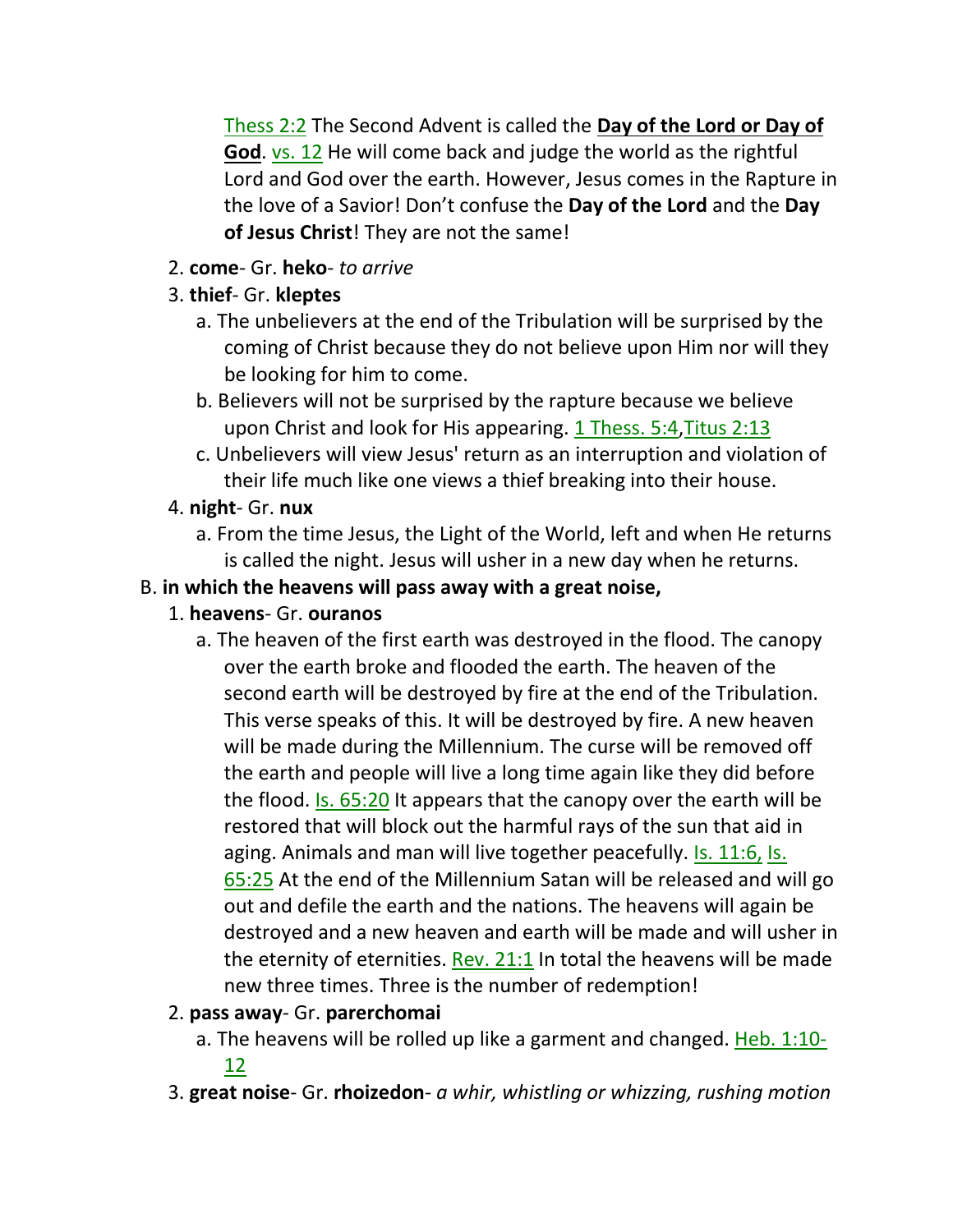Thess 2:2 The Second Advent is called the **Day of the Lord or Day of God**. vs. 12 He will come back and judge the world as the rightful Lord and God over the earth. However, Jesus comes in the Rapture in the love of a Savior! Don't confuse the **Day of the Lord** and the **Day of Jesus Christ**! They are not the same!

2. **come**- Gr. **heko**- *to arrive*
3. **thief**- Gr. **kleptes**
   a. The unbelievers at the end of the Tribulation will be surprised by the coming of Christ because they do not believe upon Him nor will they be looking for him to come.
   b. Believers will not be surprised by the rapture because we believe upon Christ and look for His appearing. 1 Thess. 5:4,Titus 2:13
   c. Unbelievers will view Jesus' return as an interruption and violation of their life much like one views a thief breaking into their house.
4. **night**- Gr. **nux**
   a. From the time Jesus, the Light of the World, left and when He returns is called the night. Jesus will usher in a new day when he returns.

B. **in which the heavens will pass away with a great noise,**

1. **heavens**- Gr. **ouranos**
   a. The heaven of the first earth was destroyed in the flood. The canopy over the earth broke and flooded the earth. The heaven of the second earth will be destroyed by fire at the end of the Tribulation. This verse speaks of this. It will be destroyed by fire. A new heaven will be made during the Millennium. The curse will be removed off the earth and people will live a long time again like they did before the flood. Is. 65:20 It appears that the canopy over the earth will be restored that will block out the harmful rays of the sun that aid in aging. Animals and man will live together peacefully. Is. 11:6, Is. 65:25 At the end of the Millennium Satan will be released and will go out and defile the earth and the nations. The heavens will again be destroyed and a new heaven and earth will be made and will usher in the eternity of eternities. Rev. 21:1 In total the heavens will be made new three times. Three is the number of redemption!
2. **pass away**- Gr. **parerchomai**
   a. The heavens will be rolled up like a garment and changed. Heb. 1:10-12
3. **great noise**- Gr. **rhoizedon**- *a whir, whistling or whizzing, rushing motion*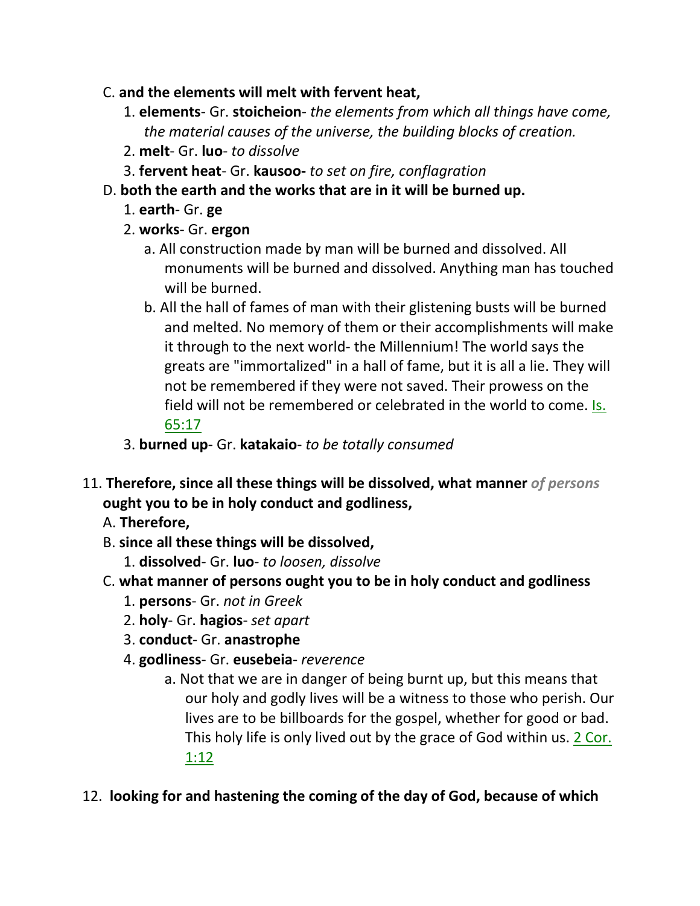C. **and the elements will melt with fervent heat,**

1. **elements**- Gr. **stoicheion**- *the elements from which all things have come, the material causes of the universe, the building blocks of creation.*
2. **melt**- Gr. **luo**- *to dissolve*
3. **fervent heat**- Gr. **kausoo-** *to set on fire, conflagration*

D. **both the earth and the works that are in it will be burned up.**

1. **earth**- Gr. **ge**
2. **works**- Gr. **ergon**
   - a. All construction made by man will be burned and dissolved. All monuments will be burned and dissolved. Anything man has touched will be burned.
   - b. All the hall of fames of man with their glistening busts will be burned and melted. No memory of them or their accomplishments will make it through to the next world- the Millennium! The world says the greats are "immortalized" in a hall of fame, but it is all a lie. They will not be remembered if they were not saved. Their prowess on the field will not be remembered or celebrated in the world to come. Is. 65:17
3. **burned up**- Gr. **katakaio**- *to be totally consumed*

11. **Therefore, since all these things will be dissolved, what manner** *of persons* **ought you to be in holy conduct and godliness,**

A. **Therefore,**

B. **since all these things will be dissolved,**

1. **dissolved**- Gr. **luo**- *to loosen, dissolve*

C. **what manner of persons ought you to be in holy conduct and godliness**

1. **persons**- Gr. *not in Greek*
2. **holy**- Gr. **hagios**- *set apart*
3. **conduct**- Gr. **anastrophe**
4. **godliness**- Gr. **eusebeia**- *reverence*
   - a. Not that we are in danger of being burnt up, but this means that our holy and godly lives will be a witness to those who perish. Our lives are to be billboards for the gospel, whether for good or bad. This holy life is only lived out by the grace of God within us. 2 Cor. 1:12

12. **looking for and hastening the coming of the day of God, because of which**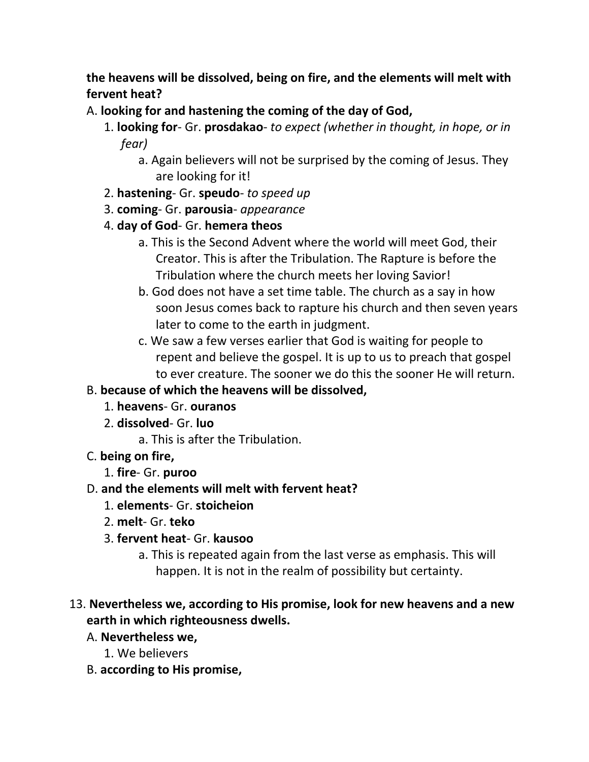**the heavens will be dissolved, being on fire, and the elements will melt with fervent heat?**

A. **looking for and hastening the coming of the day of God,**
   1. **looking for**- Gr. **prosdakao**- *to expect (whether in thought, in hope, or in fear)*
      a. Again believers will not be surprised by the coming of Jesus. They are looking for it!
   2. **hastening**- Gr. **speudo**- *to speed up*
   3. **coming**- Gr. **parousia**- *appearance*
   4. **day of God**- Gr. **hemera theos**
      a. This is the Second Advent where the world will meet God, their Creator. This is after the Tribulation. The Rapture is before the Tribulation where the church meets her loving Savior!
      b. God does not have a set time table. The church as a say in how soon Jesus comes back to rapture his church and then seven years later to come to the earth in judgment.
      c. We saw a few verses earlier that God is waiting for people to repent and believe the gospel. It is up to us to preach that gospel to ever creature. The sooner we do this the sooner He will return.

B. **because of which the heavens will be dissolved,**
   1. **heavens**- Gr. **ouranos**
   2. **dissolved**- Gr. **luo**
      a. This is after the Tribulation.

C. **being on fire,**
   1. **fire**- Gr. **puroo**

D. **and the elements will melt with fervent heat?**
   1. **elements**- Gr. **stoicheion**
   2. **melt**- Gr. **teko**
   3. **fervent heat**- Gr. **kausoo**
      a. This is repeated again from the last verse as emphasis. This will happen. It is not in the realm of possibility but certainty.

13. **Nevertheless we, according to His promise, look for new heavens and a new earth in which righteousness dwells.**

A. **Nevertheless we,**
   1. We believers

B. **according to His promise,**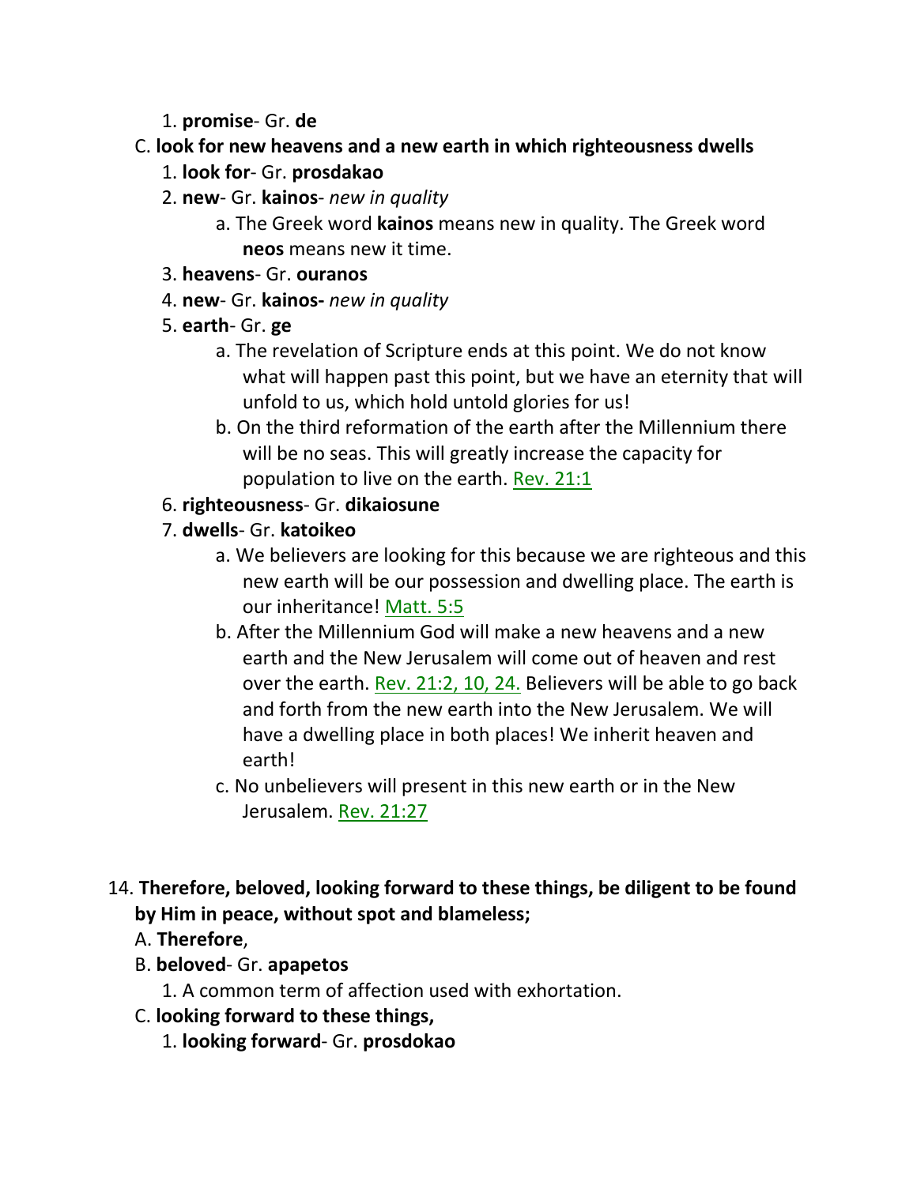1. **promise**- Gr. **de**

C. **look for new heavens and a new earth in which righteousness dwells**

1. **look for**- Gr. **prosdakao**
2. **new**- Gr. **kainos**- *new in quality*
   a. The Greek word **kainos** means new in quality. The Greek word **neos** means new it time.
3. **heavens**- Gr. **ouranos**
4. **new**- Gr. **kainos-** *new in quality*
5. **earth**- Gr. **ge**
   a. The revelation of Scripture ends at this point. We do not know what will happen past this point, but we have an eternity that will unfold to us, which hold untold glories for us!
   b. On the third reformation of the earth after the Millennium there will be no seas. This will greatly increase the capacity for population to live on the earth. Rev. 21:1
6. **righteousness**- Gr. **dikaiosune**
7. **dwells**- Gr. **katoikeo**
   a. We believers are looking for this because we are righteous and this new earth will be our possession and dwelling place. The earth is our inheritance! Matt. 5:5
   b. After the Millennium God will make a new heavens and a new earth and the New Jerusalem will come out of heaven and rest over the earth. Rev. 21:2, 10, 24. Believers will be able to go back and forth from the new earth into the New Jerusalem. We will have a dwelling place in both places! We inherit heaven and earth!
   c. No unbelievers will present in this new earth or in the New Jerusalem. Rev. 21:27

14. **Therefore, beloved, looking forward to these things, be diligent to be found by Him in peace, without spot and blameless;**

A. **Therefore**,

B. **beloved**- Gr. **apapetos**

1. A common term of affection used with exhortation.

C. **looking forward to these things,**

1. **looking forward**- Gr. **prosdokao**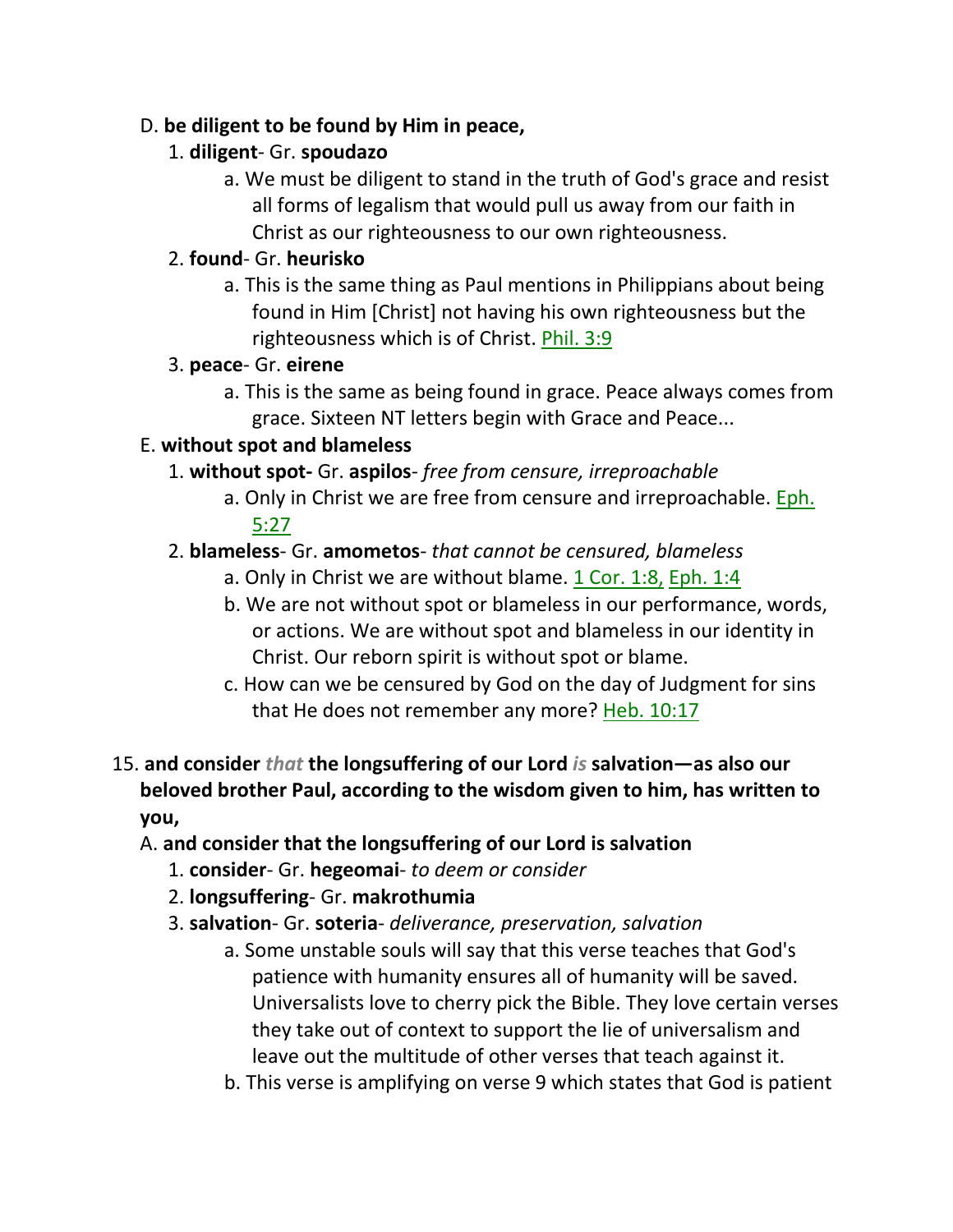D. **be diligent to be found by Him in peace,**

1. **diligent**- Gr. **spoudazo**
    a. We must be diligent to stand in the truth of God's grace and resist all forms of legalism that would pull us away from our faith in Christ as our righteousness to our own righteousness.
2. **found**- Gr. **heurisko**
    a. This is the same thing as Paul mentions in Philippians about being found in Him [Christ] not having his own righteousness but the righteousness which is of Christ. Phil. 3:9
3. **peace**- Gr. **eirene**
    a. This is the same as being found in grace. Peace always comes from grace. Sixteen NT letters begin with Grace and Peace...

E. **without spot and blameless**

1. **without spot-** Gr. **aspilos**- *free from censure, irreproachable*
    a. Only in Christ we are free from censure and irreproachable. Eph. 5:27
2. **blameless**- Gr. **amometos**- *that cannot be censured, blameless*
    a. Only in Christ we are without blame. 1 Cor. 1:8, Eph. 1:4
    b. We are not without spot or blameless in our performance, words, or actions. We are without spot and blameless in our identity in Christ. Our reborn spirit is without spot or blame.
    c. How can we be censured by God on the day of Judgment for sins that He does not remember any more? Heb. 10:17

15. **and consider** *that* **the longsuffering of our Lord** *is* **salvation—as also our beloved brother Paul, according to the wisdom given to him, has written to you,**

A. **and consider that the longsuffering of our Lord is salvation**

1. **consider**- Gr. **hegeomai**- *to deem or consider*
2. **longsuffering**- Gr. **makrothumia**
3. **salvation**- Gr. **soteria**- *deliverance, preservation, salvation*
    a. Some unstable souls will say that this verse teaches that God's patience with humanity ensures all of humanity will be saved. Universalists love to cherry pick the Bible. They love certain verses they take out of context to support the lie of universalism and leave out the multitude of other verses that teach against it.
    b. This verse is amplifying on verse 9 which states that God is patient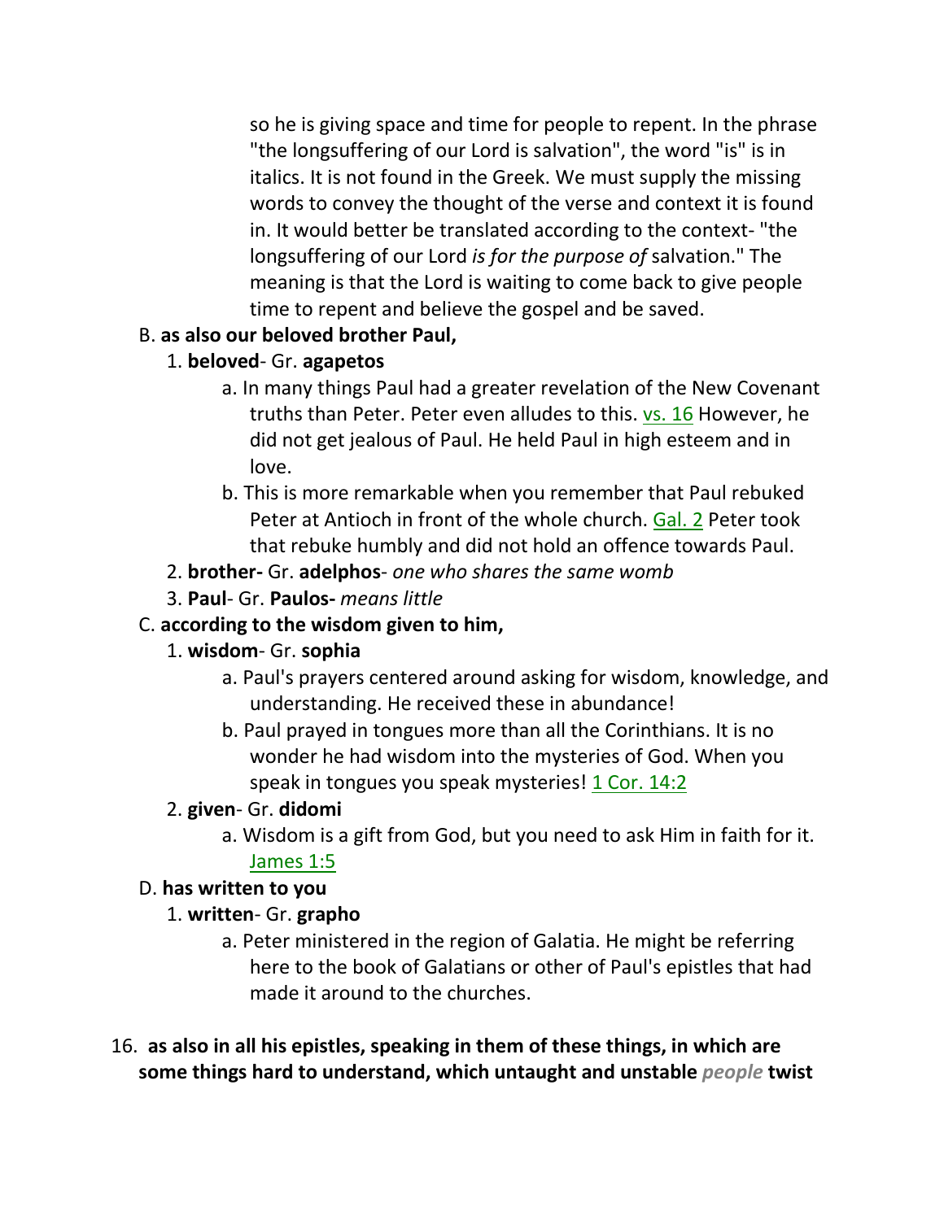so he is giving space and time for people to repent. In the phrase "the longsuffering of our Lord is salvation", the word "is" is in italics. It is not found in the Greek. We must supply the missing words to convey the thought of the verse and context it is found in. It would better be translated according to the context- "the longsuffering of our Lord *is for the purpose of* salvation." The meaning is that the Lord is waiting to come back to give people time to repent and believe the gospel and be saved.

B. **as also our beloved brother Paul,**

1. **beloved**- Gr. **agapetos**
   - a. In many things Paul had a greater revelation of the New Covenant truths than Peter. Peter even alludes to this. vs. 16 However, he did not get jealous of Paul. He held Paul in high esteem and in love.
   - b. This is more remarkable when you remember that Paul rebuked Peter at Antioch in front of the whole church. Gal. 2 Peter took that rebuke humbly and did not hold an offence towards Paul.
2. **brother-** Gr. **adelphos**- *one who shares the same womb*
3. **Paul**- Gr. **Paulos-** *means little*

C. **according to the wisdom given to him,**

1. **wisdom**- Gr. **sophia**
   - a. Paul's prayers centered around asking for wisdom, knowledge, and understanding. He received these in abundance!
   - b. Paul prayed in tongues more than all the Corinthians. It is no wonder he had wisdom into the mysteries of God. When you speak in tongues you speak mysteries! 1 Cor. 14:2
2. **given**- Gr. **didomi**
   - a. Wisdom is a gift from God, but you need to ask Him in faith for it. James 1:5

D. **has written to you**

1. **written**- Gr. **grapho**
   - a. Peter ministered in the region of Galatia. He might be referring here to the book of Galatians or other of Paul's epistles that had made it around to the churches.

16. **as also in all his epistles, speaking in them of these things, in which are some things hard to understand, which untaught and unstable** *people* **twist**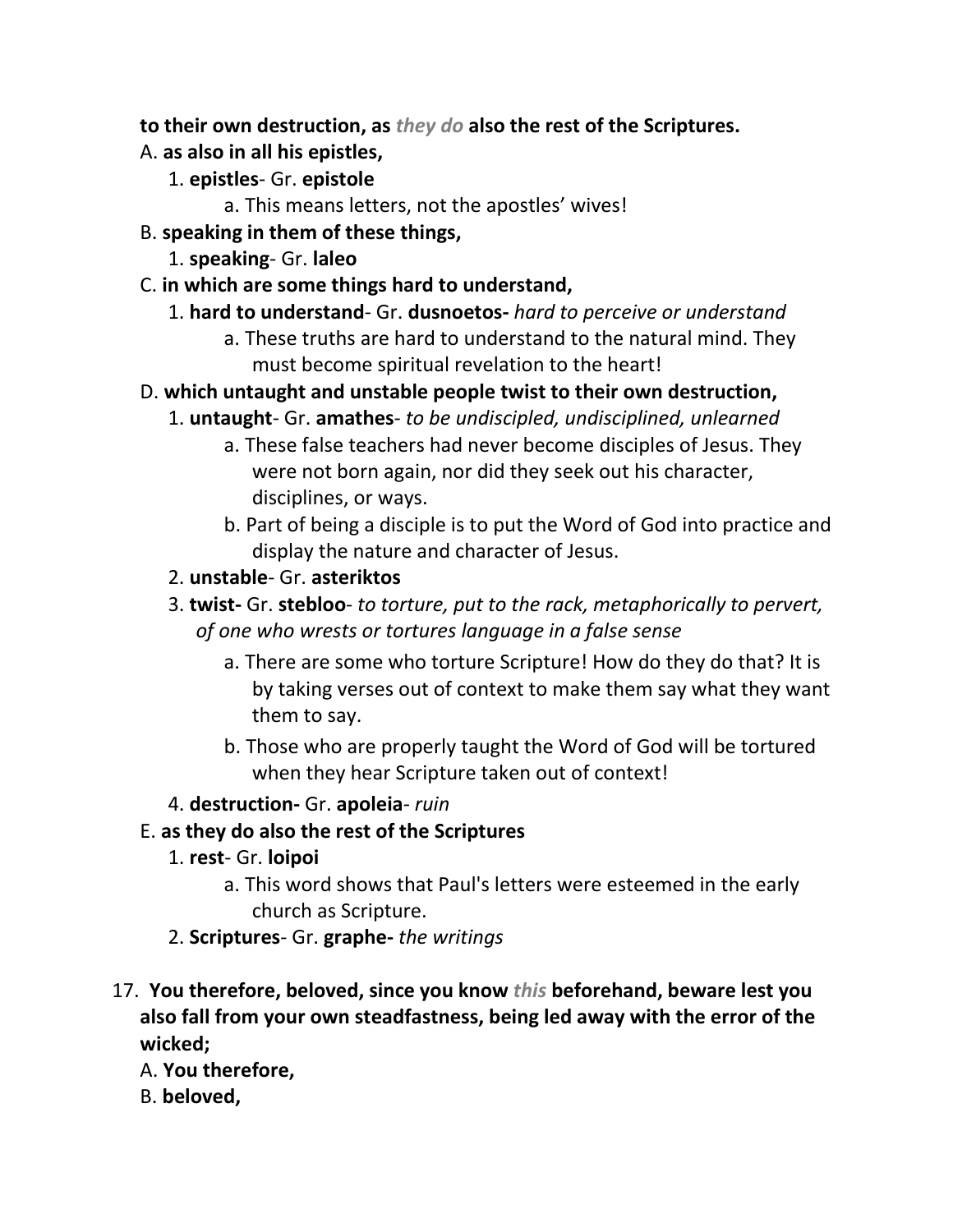**to their own destruction, as *they do* also the rest of the Scriptures.**

A. **as also in all his epistles,**

   1. **epistles**- Gr. **epistole**

      a. This means letters, not the apostles' wives!

B. **speaking in them of these things,**

   1. **speaking**- Gr. **laleo**

C. **in which are some things hard to understand,**

   1. **hard to understand**- Gr. **dusnoetos-** *hard to perceive or understand*

      a. These truths are hard to understand to the natural mind. They must become spiritual revelation to the heart!

D. **which untaught and unstable people twist to their own destruction,**

   1. **untaught**- Gr. **amathes**- *to be undiscipled, undisciplined, unlearned*

      a. These false teachers had never become disciples of Jesus. They were not born again, nor did they seek out his character, disciplines, or ways.

      b. Part of being a disciple is to put the Word of God into practice and display the nature and character of Jesus.

   2. **unstable**- Gr. **asteriktos**

   3. **twist-** Gr. **stebloo**- *to torture, put to the rack, metaphorically to pervert, of one who wrests or tortures language in a false sense*

      a. There are some who torture Scripture! How do they do that? It is by taking verses out of context to make them say what they want them to say.

      b. Those who are properly taught the Word of God will be tortured when they hear Scripture taken out of context!

   4. **destruction-** Gr. **apoleia**- *ruin*

E. **as they do also the rest of the Scriptures**

   1. **rest**- Gr. **loipoi**

      a. This word shows that Paul's letters were esteemed in the early church as Scripture.

   2. **Scriptures**- Gr. **graphe-** *the writings*

17. **You therefore, beloved, since you know *this* beforehand, beware lest you also fall from your own steadfastness, being led away with the error of the wicked;**

A. **You therefore,**

B. **beloved,**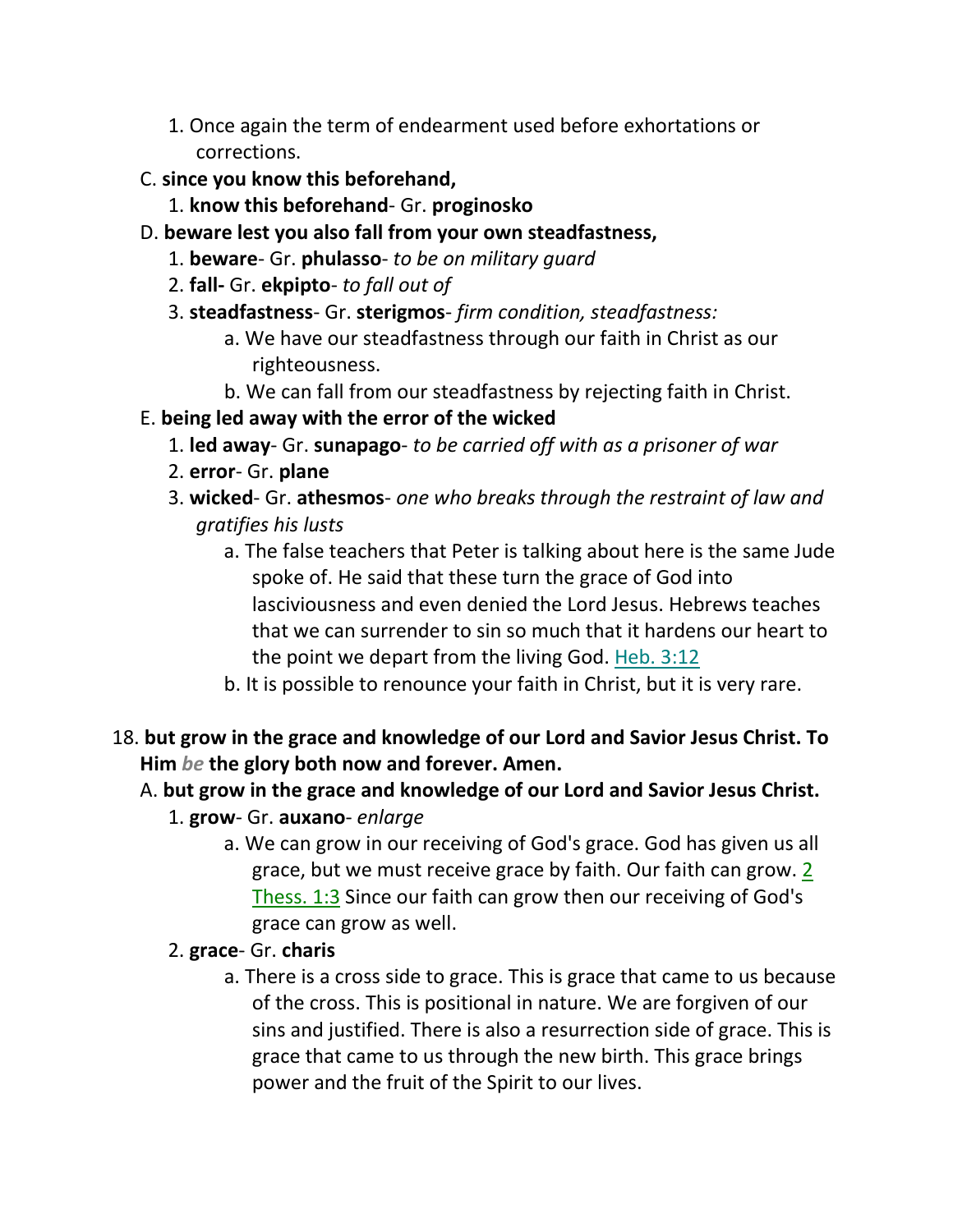1. Once again the term of endearment used before exhortations or corrections.

C. **since you know this beforehand,**

1. **know this beforehand**- Gr. **proginosko**

D. **beware lest you also fall from your own steadfastness,**

1. **beware**- Gr. **phulasso**- *to be on military guard*
2. **fall-** Gr. **ekpipto**- *to fall out of*
3. **steadfastness**- Gr. **sterigmos**- *firm condition, steadfastness:*
   a. We have our steadfastness through our faith in Christ as our righteousness.
   b. We can fall from our steadfastness by rejecting faith in Christ.

E. **being led away with the error of the wicked**

1. **led away**- Gr. **sunapago**- *to be carried off with as a prisoner of war*
2. **error**- Gr. **plane**
3. **wicked**- Gr. **athesmos**- *one who breaks through the restraint of law and gratifies his lusts*
   a. The false teachers that Peter is talking about here is the same Jude spoke of. He said that these turn the grace of God into lasciviousness and even denied the Lord Jesus. Hebrews teaches that we can surrender to sin so much that it hardens our heart to the point we depart from the living God. Heb. 3:12
   b. It is possible to renounce your faith in Christ, but it is very rare.

18. **but grow in the grace and knowledge of our Lord and Savior Jesus Christ. To Him *be* the glory both now and forever. Amen.**

A. **but grow in the grace and knowledge of our Lord and Savior Jesus Christ.**

1. **grow**- Gr. **auxano**- *enlarge*
   a. We can grow in our receiving of God's grace. God has given us all grace, but we must receive grace by faith. Our faith can grow. 2 Thess. 1:3 Since our faith can grow then our receiving of God's grace can grow as well.
2. **grace**- Gr. **charis**
   a. There is a cross side to grace. This is grace that came to us because of the cross. This is positional in nature. We are forgiven of our sins and justified. There is also a resurrection side of grace. This is grace that came to us through the new birth. This grace brings power and the fruit of the Spirit to our lives.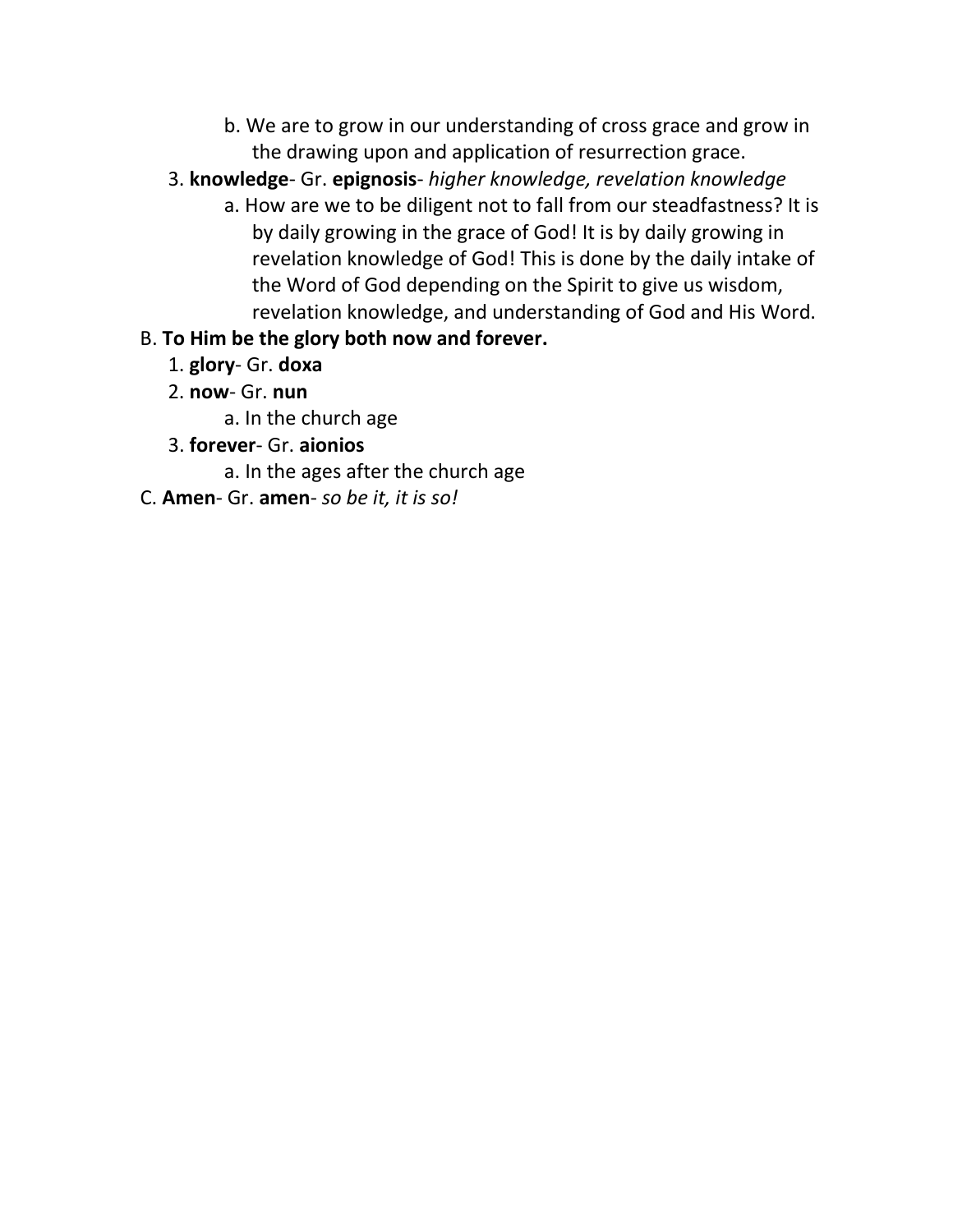b. We are to grow in our understanding of cross grace and grow in the drawing upon and application of resurrection grace.

3. **knowledge**- Gr. **epignosis**- *higher knowledge, revelation knowledge*
   - a. How are we to be diligent not to fall from our steadfastness? It is by daily growing in the grace of God! It is by daily growing in revelation knowledge of God! This is done by the daily intake of the Word of God depending on the Spirit to give us wisdom, revelation knowledge, and understanding of God and His Word.

B. **To Him be the glory both now and forever.**

1. **glory**- Gr. **doxa**
2. **now**- Gr. **nun**
   - a. In the church age
3. **forever**- Gr. **aionios**
   - a. In the ages after the church age

C. **Amen**- Gr. **amen**- *so be it, it is so!*